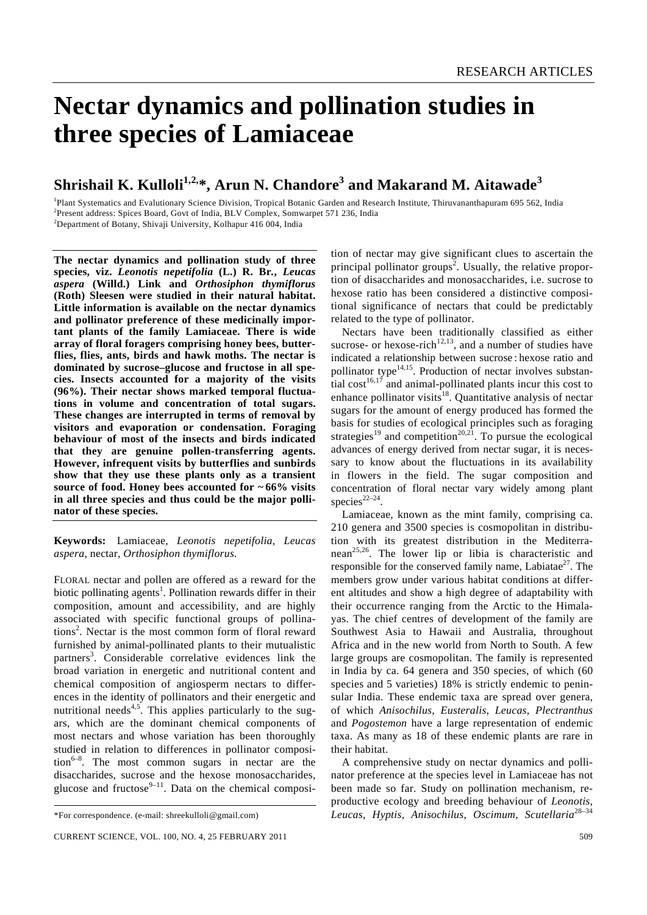# Nectar dynamics and pollination studies in three species of Lamiaceae

**Shrishail K. Kulloli[1,2,*], Arun N. Chandore[3] and Makarand M. Aitawade[3]**

[1]Plant Systematics and Evalutionary Science Division, Tropical Botanic Garden and Research Institute, Thiruvananthapuram 695 562, India
[2]Present address: Spices Board, Govt of India, BLV Complex, Somwarpet 571 236, India
[2]Department of Botany, Shivaji University, Kolhapur 416 004, India

**The nectar dynamics and pollination study of three species, viz. *Leonotis nepetifolia* (L.) R. Br., *Leucas aspera* (Willd.) Link and *Orthosiphon thymiflorus* (Roth) Sleesen were studied in their natural habitat. Little information is available on the nectar dynamics and pollinator preference of these medicinally important plants of the family Lamiaceae. There is wide array of floral foragers comprising honey bees, butterflies, flies, ants, birds and hawk moths. The nectar is dominated by sucrose–glucose and fructose in all species. Insects accounted for a majority of the visits (96%). Their nectar shows marked temporal fluctuations in volume and concentration of total sugars. These changes are interrupted in terms of removal by visitors and evaporation or condensation. Foraging behaviour of most of the insects and birds indicated that they are genuine pollen-transferring agents. However, infrequent visits by butterflies and sunbirds show that they use these plants only as a transient source of food. Honey bees accounted for ~66% visits in all three species and thus could be the major pollinator of these species.**

**Keywords:** Lamiaceae, *Leonotis nepetifolia*, *Leucas aspera*, nectar, *Orthosiphon thymiflorus*.

FLORAL nectar and pollen are offered as a reward for the biotic pollinating agents[1]. Pollination rewards differ in their composition, amount and accessibility, and are highly associated with specific functional groups of pollinations[2]. Nectar is the most common form of floral reward furnished by animal-pollinated plants to their mutualistic partners[3]. Considerable correlative evidences link the broad variation in energetic and nutritional content and chemical composition of angiosperm nectars to differences in the identity of pollinators and their energetic and nutritional needs[4,5]. This applies particularly to the sugars, which are the dominant chemical components of most nectars and whose variation has been thoroughly studied in relation to differences in pollinator composition[6–8]. The most common sugars in nectar are the disaccharides, sucrose and the hexose monosaccharides, glucose and fructose[9–11]. Data on the chemical composition of nectar may give significant clues to ascertain the principal pollinator groups[2]. Usually, the relative proportion of disaccharides and monosaccharides, i.e. sucrose to hexose ratio has been considered a distinctive compositional significance of nectars that could be predictably related to the type of pollinator.

Nectars have been traditionally classified as either sucrose- or hexose-rich[12,13], and a number of studies have indicated a relationship between sucrose : hexose ratio and pollinator type[14,15]. Production of nectar involves substantial cost[16,17] and animal-pollinated plants incur this cost to enhance pollinator visits[18]. Quantitative analysis of nectar sugars for the amount of energy produced has formed the basis for studies of ecological principles such as foraging strategies[19] and competition[20,21]. To pursue the ecological advances of energy derived from nectar sugar, it is necessary to know about the fluctuations in its availability in flowers in the field. The sugar composition and concentration of floral nectar vary widely among plant species[22–24].

Lamiaceae, known as the mint family, comprising ca. 210 genera and 3500 species is cosmopolitan in distribution with its greatest distribution in the Mediterranean[25,26]. The lower lip or libia is characteristic and responsible for the conserved family name, Labiatae[27]. The members grow under various habitat conditions at different altitudes and show a high degree of adaptability with their occurrence ranging from the Arctic to the Himalayas. The chief centres of development of the family are Southwest Asia to Hawaii and Australia, throughout Africa and in the new world from North to South. A few large groups are cosmopolitan. The family is represented in India by ca. 64 genera and 350 species, of which (60 species and 5 varieties) 18% is strictly endemic to peninsular India. These endemic taxa are spread over genera, of which *Anisochilus*, *Eusteralis*, *Leucas*, *Plectranthus* and *Pogostemon* have a large representation of endemic taxa. As many as 18 of these endemic plants are rare in their habitat.

A comprehensive study on nectar dynamics and pollinator preference at the species level in Lamiaceae has not been made so far. Study on pollination mechanism, reproductive ecology and breeding behaviour of *Leonotis*, *Leucas*, *Hyptis*, *Anisochilus*, *Oscimum*, *Scutellaria*[28–34]

*For correspondence. (e-mail: shreekulloli@gmail.com)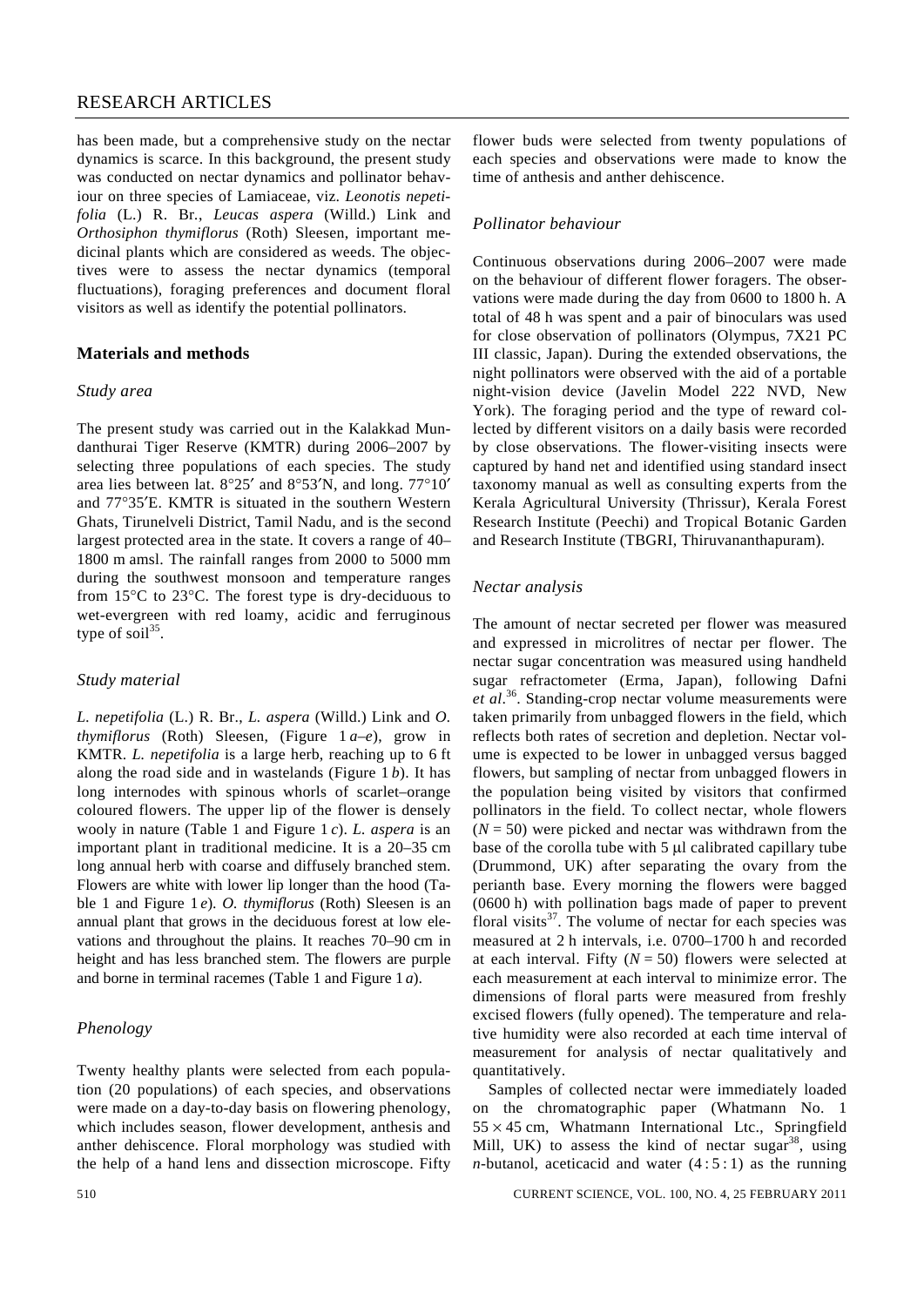has been made, but a comprehensive study on the nectar dynamics is scarce. In this background, the present study was conducted on nectar dynamics and pollinator behaviour on three species of Lamiaceae, viz. *Leonotis nepetifolia* (L.) R. Br., *Leucas aspera* (Willd.) Link and *Orthosiphon thymiflorus* (Roth) Sleesen, important medicinal plants which are considered as weeds. The objectives were to assess the nectar dynamics (temporal fluctuations), foraging preferences and document floral visitors as well as identify the potential pollinators.

## Materials and methods

### Study area

The present study was carried out in the Kalakkad Mundanthurai Tiger Reserve (KMTR) during 2006–2007 by selecting three populations of each species. The study area lies between lat. 8°25′ and 8°53′N, and long. 77°10′ and 77°35′E. KMTR is situated in the southern Western Ghats, Tirunelveli District, Tamil Nadu, and is the second largest protected area in the state. It covers a range of 40–1800 m amsl. The rainfall ranges from 2000 to 5000 mm during the southwest monsoon and temperature ranges from 15°C to 23°C. The forest type is dry-deciduous to wet-evergreen with red loamy, acidic and ferruginous type of soil[35].

### Study material

*L. nepetifolia* (L.) R. Br., *L. aspera* (Willd.) Link and *O. thymiflorus* (Roth) Sleesen, (Figure 1 *a–e*), grow in KMTR. *L. nepetifolia* is a large herb, reaching up to 6 ft along the road side and in wastelands (Figure 1 *b*). It has long internodes with spinous whorls of scarlet–orange coloured flowers. The upper lip of the flower is densely wooly in nature (Table 1 and Figure 1 *c*). *L. aspera* is an important plant in traditional medicine. It is a 20–35 cm long annual herb with coarse and diffusely branched stem. Flowers are white with lower lip longer than the hood (Table 1 and Figure 1 *e*). *O. thymiflorus* (Roth) Sleesen is an annual plant that grows in the deciduous forest at low elevations and throughout the plains. It reaches 70–90 cm in height and has less branched stem. The flowers are purple and borne in terminal racemes (Table 1 and Figure 1 *a*).

### Phenology

Twenty healthy plants were selected from each population (20 populations) of each species, and observations were made on a day-to-day basis on flowering phenology, which includes season, flower development, anthesis and anther dehiscence. Floral morphology was studied with the help of a hand lens and dissection microscope. Fifty flower buds were selected from twenty populations of each species and observations were made to know the time of anthesis and anther dehiscence.

### Pollinator behaviour

Continuous observations during 2006–2007 were made on the behaviour of different flower foragers. The observations were made during the day from 0600 to 1800 h. A total of 48 h was spent and a pair of binoculars was used for close observation of pollinators (Olympus, 7X21 PC III classic, Japan). During the extended observations, the night pollinators were observed with the aid of a portable night-vision device (Javelin Model 222 NVD, New York). The foraging period and the type of reward collected by different visitors on a daily basis were recorded by close observations. The flower-visiting insects were captured by hand net and identified using standard insect taxonomy manual as well as consulting experts from the Kerala Agricultural University (Thrissur), Kerala Forest Research Institute (Peechi) and Tropical Botanic Garden and Research Institute (TBGRI, Thiruvananthapuram).

### Nectar analysis

The amount of nectar secreted per flower was measured and expressed in microlitres of nectar per flower. The nectar sugar concentration was measured using handheld sugar refractometer (Erma, Japan), following Dafni *et al*.[36]. Standing-crop nectar volume measurements were taken primarily from unbagged flowers in the field, which reflects both rates of secretion and depletion. Nectar volume is expected to be lower in unbagged versus bagged flowers, but sampling of nectar from unbagged flowers in the population being visited by visitors that confirmed pollinators in the field. To collect nectar, whole flowers ($N = 50$) were picked and nectar was withdrawn from the base of the corolla tube with 5 μl calibrated capillary tube (Drummond, UK) after separating the ovary from the perianth base. Every morning the flowers were bagged (0600 h) with pollination bags made of paper to prevent floral visits[37]. The volume of nectar for each species was measured at 2 h intervals, i.e. 0700–1700 h and recorded at each interval. Fifty ($N = 50$) flowers were selected at each measurement at each interval to minimize error. The dimensions of floral parts were measured from freshly excised flowers (fully opened). The temperature and relative humidity were also recorded at each time interval of measurement for analysis of nectar qualitatively and quantitatively.

Samples of collected nectar were immediately loaded on the chromatographic paper (Whatmann No. 1 $55 \times 45$ cm, Whatmann International Ltc., Springfield Mill, UK) to assess the kind of nectar sugar[38], using *n*-butanol, aceticacid and water (4 : 5 : 1) as the running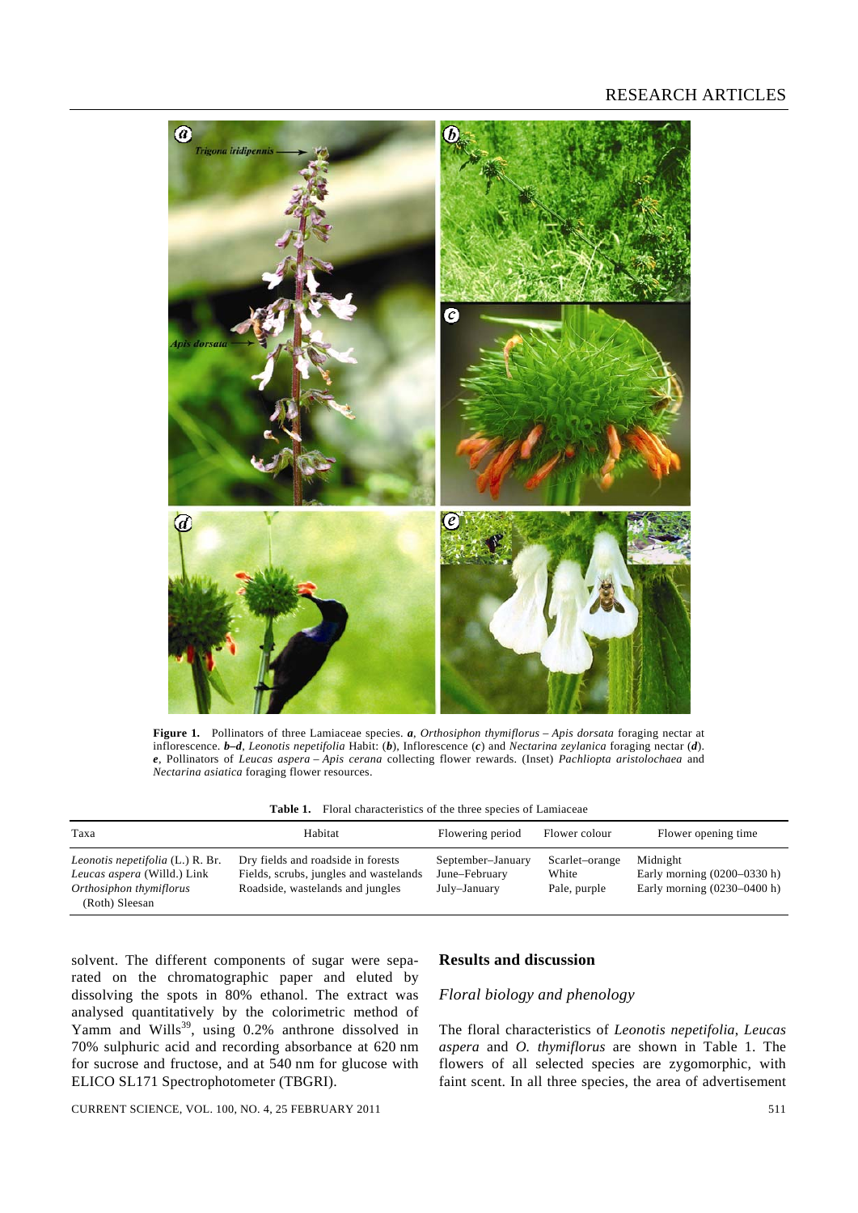Figure 1. Pollinators of three Lamiaceae species. ***a***, *Orthosiphon thymiflorus* – *Apis dorsata* foraging nectar at inflorescence. ***b–d***, *Leonotis nepetifolia* Habit: (***b***), Inflorescence (***c***) and *Nectarina zeylanica* foraging nectar (***d***). ***e***, Pollinators of *Leucas aspera* – *Apis cerana* collecting flower rewards. (Inset) *Pachliopta aristolochaea* and *Nectarina asiatica* foraging flower resources.

**Table 1.** Floral characteristics of the three species of Lamiaceae

| Taxa | Habitat | Flowering period | Flower colour | Flower opening time |
|---|---|---|---|---|
| *Leonotis nepetifolia* (L.) R. Br. | Dry fields and roadside in forests | September–January | Scarlet–orange | Midnight |
| *Leucas aspera* (Willd.) Link | Fields, scrubs, jungles and wastelands | June–February | White | Early morning (0200–0330 h) |
| *Orthosiphon thymiflorus* (Roth) Sleesan | Roadside, wastelands and jungles | July–January | Pale, purple | Early morning (0230–0400 h) |

solvent. The different components of sugar were separated on the chromatographic paper and eluted by dissolving the spots in 80% ethanol. The extract was analysed quantitatively by the colorimetric method of Yamm and Wills[39], using 0.2% anthrone dissolved in 70% sulphuric acid and recording absorbance at 620 nm for sucrose and fructose, and at 540 nm for glucose with ELICO SL171 Spectrophotometer (TBGRI).

## Results and discussion

### *Floral biology and phenology*

The floral characteristics of *Leonotis nepetifolia*, *Leucas aspera* and *O. thymiflorus* are shown in Table 1. The flowers of all selected species are zygomorphic, with faint scent. In all three species, the area of advertisement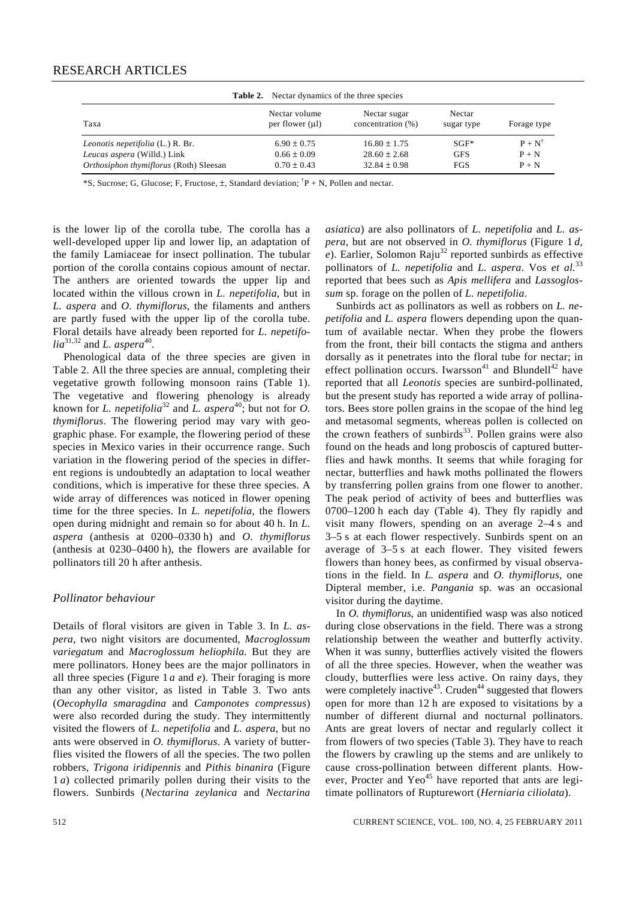**Table 2.** Nectar dynamics of the three species

| Taxa | Nectar volume per flower (μl) | Nectar sugar concentration (%) | Nectar sugar type | Forage type |
|---|---|---|---|---|
| *Leonotis nepetifolia* (L.) R. Br. | 6.90 ± 0.75 | 16.80 ± 1.75 | SGF* | P + N[†] |
| *Leucas aspera* (Willd.) Link | 0.66 ± 0.09 | 28.60 ± 2.68 | GFS | P + N |
| *Orthosiphon thymiflorus* (Roth) Sleesan | 0.70 ± 0.43 | 32.84 ± 0.98 | FGS | P + N |

*S, Sucrose; G, Glucose; F, Fructose, ±, Standard deviation; [†]P + N, Pollen and nectar.

is the lower lip of the corolla tube. The corolla has a well-developed upper lip and lower lip, an adaptation of the family Lamiaceae for insect pollination. The tubular portion of the corolla contains copious amount of nectar. The anthers are oriented towards the upper lip and located within the villous crown in *L. nepetifolia*, but in *L. aspera* and *O. thymiflorus*, the filaments and anthers are partly fused with the upper lip of the corolla tube. Floral details have already been reported for *L. nepetifolia*[31,32] and *L. aspera*[40].

Phenological data of the three species are given in Table 2. All the three species are annual, completing their vegetative growth following monsoon rains (Table 1). The vegetative and flowering phenology is already known for *L. nepetifolia*[32] and *L. aspera*[40]; but not for *O. thymiflorus*. The flowering period may vary with geographic phase. For example, the flowering period of these species in Mexico varies in their occurrence range. Such variation in the flowering period of the species in different regions is undoubtedly an adaptation to local weather conditions, which is imperative for these three species. A wide array of differences was noticed in flower opening time for the three species. In *L. nepetifolia,* the flowers open during midnight and remain so for about 40 h. In *L. aspera* (anthesis at 0200–0330 h) and *O. thymiflorus* (anthesis at 0230–0400 h), the flowers are available for pollinators till 20 h after anthesis.

### *Pollinator behaviour*

Details of floral visitors are given in Table 3. In *L. aspera*, two night visitors are documented, *Macroglossum variegatum* and *Macroglossum heliophila.* But they are mere pollinators. Honey bees are the major pollinators in all three species (Figure 1 *a* and *e*). Their foraging is more than any other visitor, as listed in Table 3. Two ants (*Oecophylla smaragdina* and *Camponotes compressus*) were also recorded during the study. They intermittently visited the flowers of *L. nepetifolia* and *L. aspera*, but no ants were observed in *O. thymiflorus*. A variety of butterflies visited the flowers of all the species. The two pollen robbers, *Trigona iridipennis* and *Pithis binanira* (Figure 1 *a*) collected primarily pollen during their visits to the flowers. Sunbirds (*Nectarina zeylanica* and *Nectarina asiatica*) are also pollinators of *L. nepetifolia* and *L. aspera*, but are not observed in *O. thymiflorus* (Figure 1 *d*, *e*). Earlier, Solomon Raju[32] reported sunbirds as effective pollinators of *L. nepetifolia* and *L. aspera*. Vos *et al.*[33] reported that bees such as *Apis mellifera* and *Lassoglossum* sp. forage on the pollen of *L. nepetifolia*.

Sunbirds act as pollinators as well as robbers on *L. nepetifolia* and *L. aspera* flowers depending upon the quantum of available nectar. When they probe the flowers from the front, their bill contacts the stigma and anthers dorsally as it penetrates into the floral tube for nectar; in effect pollination occurs. Iwarsson[41] and Blundell[42] have reported that all *Leonotis* species are sunbird-pollinated, but the present study has reported a wide array of pollinators. Bees store pollen grains in the scopae of the hind leg and metasomal segments, whereas pollen is collected on the crown feathers of sunbirds[33]. Pollen grains were also found on the heads and long proboscis of captured butterflies and hawk months. It seems that while foraging for nectar, butterflies and hawk moths pollinated the flowers by transferring pollen grains from one flower to another. The peak period of activity of bees and butterflies was 0700–1200 h each day (Table 4). They fly rapidly and visit many flowers, spending on an average 2–4 s and 3–5 s at each flower respectively. Sunbirds spent on an average of 3–5 s at each flower. They visited fewers flowers than honey bees, as confirmed by visual observations in the field. In *L. aspera* and *O. thymiflorus*, one Dipteral member, i.e. *Pangania* sp. was an occasional visitor during the daytime.

In *O. thymiflorus*, an unidentified wasp was also noticed during close observations in the field. There was a strong relationship between the weather and butterfly activity. When it was sunny, butterflies actively visited the flowers of all the three species. However, when the weather was cloudy, butterflies were less active. On rainy days, they were completely inactive[43]. Cruden[44] suggested that flowers open for more than 12 h are exposed to visitations by a number of different diurnal and nocturnal pollinators. Ants are great lovers of nectar and regularly collect it from flowers of two species (Table 3). They have to reach the flowers by crawling up the stems and are unlikely to cause cross-pollination between different plants. However, Procter and Yeo[45] have reported that ants are legitimate pollinators of Rupturewort (*Herniaria ciliolata*).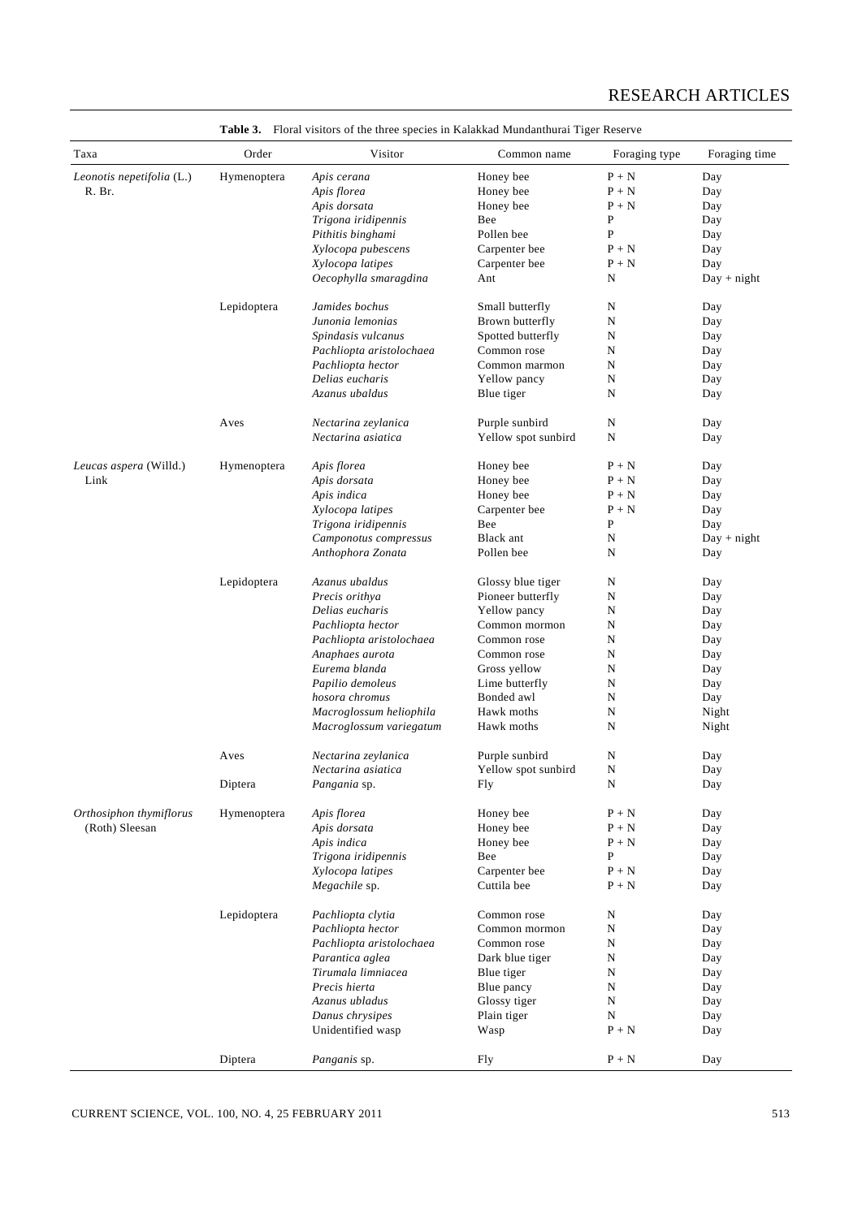**Table 3.** Floral visitors of the three species in Kalakkad Mundanthurai Tiger Reserve

| Taxa | Order | Visitor | Common name | Foraging type | Foraging time |
|---|---|---|---|---|---|
| *Leonotis nepetifolia* (L.) R. Br. | Hymenoptera | *Apis cerana* | Honey bee | P + N | Day |
| | | *Apis florea* | Honey bee | P + N | Day |
| | | *Apis dorsata* | Honey bee | P + N | Day |
| | | *Trigona iridipennis* | Bee | P | Day |
| | | *Pithitis binghami* | Pollen bee | P | Day |
| | | *Xylocopa pubescens* | Carpenter bee | P + N | Day |
| | | *Xylocopa latipes* | Carpenter bee | P + N | Day |
| | | *Oecophylla smaragdina* | Ant | N | Day + night |
| | Lepidoptera | *Jamides bochus* | Small butterfly | N | Day |
| | | *Junonia lemonias* | Brown butterfly | N | Day |
| | | *Spindasis vulcanus* | Spotted butterfly | N | Day |
| | | *Pachliopta aristolochaea* | Common rose | N | Day |
| | | *Pachliopta hector* | Common marmon | N | Day |
| | | *Delias eucharis* | Yellow pancy | N | Day |
| | | *Azanus ubaldus* | Blue tiger | N | Day |
| | Aves | *Nectarina zeylanica* | Purple sunbird | N | Day |
| | | *Nectarina asiatica* | Yellow spot sunbird | N | Day |
| *Leucas aspera* (Willd.) Link | Hymenoptera | *Apis florea* | Honey bee | P + N | Day |
| | | *Apis dorsata* | Honey bee | P + N | Day |
| | | *Apis indica* | Honey bee | P + N | Day |
| | | *Xylocopa latipes* | Carpenter bee | P + N | Day |
| | | *Trigona iridipennis* | Bee | P | Day |
| | | *Camponotus compressus* | Black ant | N | Day + night |
| | | *Anthophora Zonata* | Pollen bee | N | Day |
| | Lepidoptera | *Azanus ubaldus* | Glossy blue tiger | N | Day |
| | | *Precis orithya* | Pioneer butterfly | N | Day |
| | | *Delias eucharis* | Yellow pancy | N | Day |
| | | *Pachliopta hector* | Common mormon | N | Day |
| | | *Pachliopta aristolochaea* | Common rose | N | Day |
| | | *Anaphaes aurota* | Common rose | N | Day |
| | | *Eurema blanda* | Gross yellow | N | Day |
| | | *Papilio demoleus* | Lime butterfly | N | Day |
| | | *hosora chromus* | Bonded awl | N | Day |
| | | *Macroglossum heliophila* | Hawk moths | N | Night |
| | | *Macroglossum variegatum* | Hawk moths | N | Night |
| | Aves | *Nectarina zeylanica* | Purple sunbird | N | Day |
| | | *Nectarina asiatica* | Yellow spot sunbird | N | Day |
| | Diptera | *Pangania* sp. | Fly | N | Day |
| *Orthosiphon thymiflorus* (Roth) Sleesan | Hymenoptera | *Apis florea* | Honey bee | P + N | Day |
| | | *Apis dorsata* | Honey bee | P + N | Day |
| | | *Apis indica* | Honey bee | P + N | Day |
| | | *Trigona iridipennis* | Bee | P | Day |
| | | *Xylocopa latipes* | Carpenter bee | P + N | Day |
| | | *Megachile* sp. | Cuttila bee | P + N | Day |
| | Lepidoptera | *Pachliopta clytia* | Common rose | N | Day |
| | | *Pachliopta hector* | Common mormon | N | Day |
| | | *Pachliopta aristolochaea* | Common rose | N | Day |
| | | *Parantica aglea* | Dark blue tiger | N | Day |
| | | *Tirumala limniacea* | Blue tiger | N | Day |
| | | *Precis hierta* | Blue pancy | N | Day |
| | | *Azanus ubladus* | Glossy tiger | N | Day |
| | | *Danus chrysipes* | Plain tiger | N | Day |
| | | Unidentified wasp | Wasp | P + N | Day |
| | Diptera | *Panganis* sp. | Fly | P + N | Day |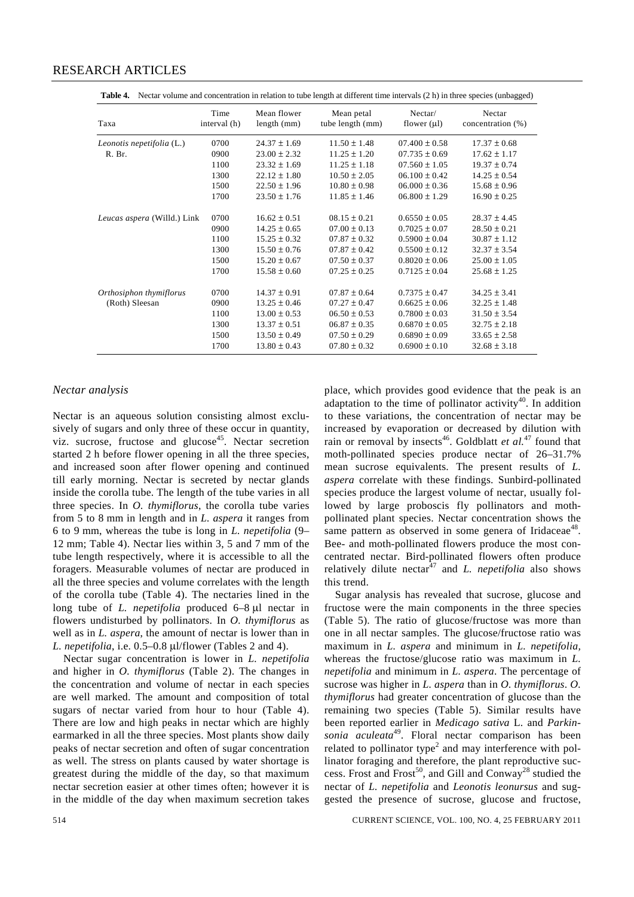**Table 4.** Nectar volume and concentration in relation to tube length at different time intervals (2 h) in three species (unbagged)

| Taxa | Time interval (h) | Mean flower length (mm) | Mean petal tube length (mm) | Nectar/ flower (μl) | Nectar concentration (%) |
|---|---|---|---|---|---|
| *Leonotis nepetifolia* (L.) R. Br. | 0700 | 24.37 ± 1.69 | 11.50 ± 1.48 | 07.400 ± 0.58 | 17.37 ± 0.68 |
| | 0900 | 23.00 ± 2.32 | 11.25 ± 1.20 | 07.735 ± 0.69 | 17.62 ± 1.17 |
| | 1100 | 23.32 ± 1.69 | 11.25 ± 1.18 | 07.560 ± 1.05 | 19.37 ± 0.74 |
| | 1300 | 22.12 ± 1.80 | 10.50 ± 2.05 | 06.100 ± 0.42 | 14.25 ± 0.54 |
| | 1500 | 22.50 ± 1.96 | 10.80 ± 0.98 | 06.000 ± 0.36 | 15.68 ± 0.96 |
| | 1700 | 23.50 ± 1.76 | 11.85 ± 1.46 | 06.800 ± 1.29 | 16.90 ± 0.25 |
| *Leucas aspera* (Willd.) Link | 0700 | 16.62 ± 0.51 | 08.15 ± 0.21 | 0.6550 ± 0.05 | 28.37 ± 4.45 |
| | 0900 | 14.25 ± 0.65 | 07.00 ± 0.13 | 0.7025 ± 0.07 | 28.50 ± 0.21 |
| | 1100 | 15.25 ± 0.32 | 07.87 ± 0.32 | 0.5900 ± 0.04 | 30.87 ± 1.12 |
| | 1300 | 15.50 ± 0.76 | 07.87 ± 0.42 | 0.5500 ± 0.12 | 32.37 ± 3.54 |
| | 1500 | 15.20 ± 0.67 | 07.50 ± 0.37 | 0.8020 ± 0.06 | 25.00 ± 1.05 |
| | 1700 | 15.58 ± 0.60 | 07.25 ± 0.25 | 0.7125 ± 0.04 | 25.68 ± 1.25 |
| *Orthosiphon thymiflorus* (Roth) Sleesan | 0700 | 14.37 ± 0.91 | 07.87 ± 0.64 | 0.7375 ± 0.47 | 34.25 ± 3.41 |
| | 0900 | 13.25 ± 0.46 | 07.27 ± 0.47 | 0.6625 ± 0.06 | 32.25 ± 1.48 |
| | 1100 | 13.00 ± 0.53 | 06.50 ± 0.53 | 0.7800 ± 0.03 | 31.50 ± 3.54 |
| | 1300 | 13.37 ± 0.51 | 06.87 ± 0.35 | 0.6870 ± 0.05 | 32.75 ± 2.18 |
| | 1500 | 13.50 ± 0.49 | 07.50 ± 0.29 | 0.6890 ± 0.09 | 33.65 ± 2.58 |
| | 1700 | 13.80 ± 0.43 | 07.80 ± 0.32 | 0.6900 ± 0.10 | 32.68 ± 3.18 |

### *Nectar analysis*

Nectar is an aqueous solution consisting almost exclusively of sugars and only three of these occur in quantity, viz. sucrose, fructose and glucose[45]. Nectar secretion started 2 h before flower opening in all the three species, and increased soon after flower opening and continued till early morning. Nectar is secreted by nectar glands inside the corolla tube. The length of the tube varies in all three species. In *O. thymiflorus*, the corolla tube varies from 5 to 8 mm in length and in *L. aspera* it ranges from 6 to 9 mm, whereas the tube is long in *L. nepetifolia* (9–12 mm; Table 4). Nectar lies within 3, 5 and 7 mm of the tube length respectively, where it is accessible to all the foragers. Measurable volumes of nectar are produced in all the three species and volume correlates with the length of the corolla tube (Table 4). The nectaries lined in the long tube of *L. nepetifolia* produced 6–8 μl nectar in flowers undisturbed by pollinators. In *O. thymiflorus* as well as in *L. aspera*, the amount of nectar is lower than in *L. nepetifolia*, i.e. 0.5–0.8 μl/flower (Tables 2 and 4).

Nectar sugar concentration is lower in *L. nepetifolia* and higher in *O. thymiflorus* (Table 2). The changes in the concentration and volume of nectar in each species are well marked. The amount and composition of total sugars of nectar varied from hour to hour (Table 4). There are low and high peaks in nectar which are highly earmarked in all the three species. Most plants show daily peaks of nectar secretion and often of sugar concentration as well. The stress on plants caused by water shortage is greatest during the middle of the day, so that maximum nectar secretion easier at other times often; however it is in the middle of the day when maximum secretion takes place, which provides good evidence that the peak is an adaptation to the time of pollinator activity[40]. In addition to these variations, the concentration of nectar may be increased by evaporation or decreased by dilution with rain or removal by insects[46]. Goldblatt *et al.*[47] found that moth-pollinated species produce nectar of 26–31.7% mean sucrose equivalents. The present results of *L. aspera* correlate with these findings. Sunbird-pollinated species produce the largest volume of nectar, usually followed by large proboscis fly pollinators and moth-pollinated plant species. Nectar concentration shows the same pattern as observed in some genera of Iridaceae[48]. Bee- and moth-pollinated flowers produce the most concentrated nectar. Bird-pollinated flowers often produce relatively dilute nectar[47] and *L. nepetifolia* also shows this trend.

Sugar analysis has revealed that sucrose, glucose and fructose were the main components in the three species (Table 5). The ratio of glucose/fructose was more than one in all nectar samples. The glucose/fructose ratio was maximum in *L. aspera* and minimum in *L. nepetifolia,* whereas the fructose/glucose ratio was maximum in *L. nepetifolia* and minimum in *L. aspera*. The percentage of sucrose was higher in *L. aspera* than in *O. thymiflorus*. *O. thymiflorus* had greater concentration of glucose than the remaining two species (Table 5). Similar results have been reported earlier in *Medicago sativa* L. and *Parkinsonia aculeata*[49]. Floral nectar comparison has been related to pollinator type[2] and may interference with pollinator foraging and therefore, the plant reproductive success. Frost and Frost[50], and Gill and Conway[28] studied the nectar of *L. nepetifolia* and *Leonotis leonursus* and suggested the presence of sucrose, glucose and fructose,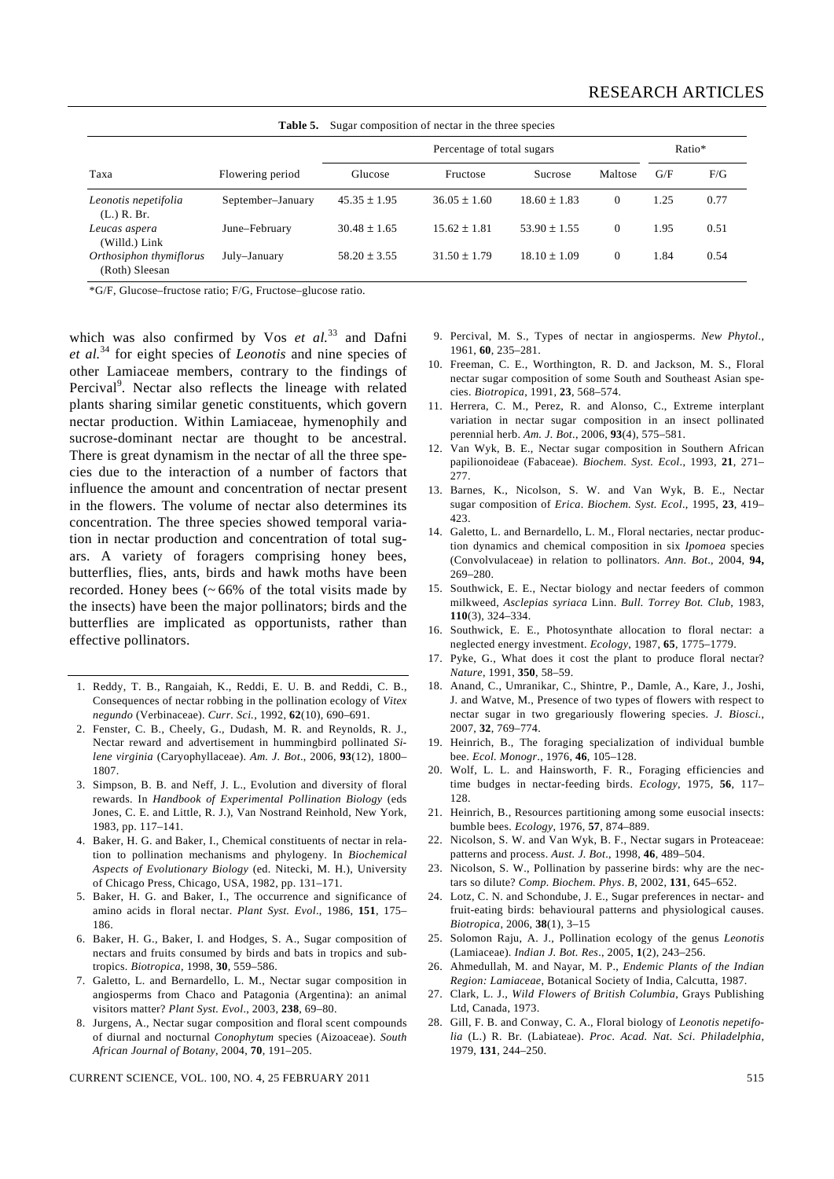**Table 5.** Sugar composition of nectar in the three species

| Taxa | Flowering period | Percentage of total sugars | | | | Ratio* | |
|---|---|---|---|---|---|---|---|
| | | Glucose | Fructose | Sucrose | Maltose | G/F | F/G |
| *Leonotis nepetifolia* (L.) R. Br. | September–January | 45.35 ± 1.95 | 36.05 ± 1.60 | 18.60 ± 1.83 | 0 | 1.25 | 0.77 |
| *Leucas aspera* (Willd.) Link | June–February | 30.48 ± 1.65 | 15.62 ± 1.81 | 53.90 ± 1.55 | 0 | 1.95 | 0.51 |
| *Orthosiphon thymiflorus* (Roth) Sleesan | July–January | 58.20 ± 3.55 | 31.50 ± 1.79 | 18.10 ± 1.09 | 0 | 1.84 | 0.54 |

*G/F, Glucose–fructose ratio; F/G, Fructose–glucose ratio.

which was also confirmed by Vos *et al.*[33] and Dafni *et al.*[34] for eight species of *Leonotis* and nine species of other Lamiaceae members, contrary to the findings of Percival[9]. Nectar also reflects the lineage with related plants sharing similar genetic constituents, which govern nectar production. Within Lamiaceae, hymenophily and sucrose-dominant nectar are thought to be ancestral. There is great dynamism in the nectar of all the three species due to the interaction of a number of factors that influence the amount and concentration of nectar present in the flowers. The volume of nectar also determines its concentration. The three species showed temporal variation in nectar production and concentration of total sugars. A variety of foragers comprising honey bees, butterflies, flies, ants, birds and hawk moths have been recorded. Honey bees (~ 66% of the total visits made by the insects) have been the major pollinators; birds and the butterflies are implicated as opportunists, rather than effective pollinators.

1. Reddy, T. B., Rangaiah, K., Reddi, E. U. B. and Reddi, C. B., Consequences of nectar robbing in the pollination ecology of *Vitex negundo* (Verbinaceae). *Curr. Sci.*, 1992, **62**(10), 690–691.
2. Fenster, C. B., Cheely, G., Dudash, M. R. and Reynolds, R. J., Nectar reward and advertisement in hummingbird pollinated *Silene virginia* (Caryophyllaceae). *Am. J. Bot.*, 2006, **93**(12), 1800–1807.
3. Simpson, B. B. and Neff, J. L., Evolution and diversity of floral rewards. In *Handbook of Experimental Pollination Biology* (eds Jones, C. E. and Little, R. J.), Van Nostrand Reinhold, New York, 1983, pp. 117–141.
4. Baker, H. G. and Baker, I., Chemical constituents of nectar in relation to pollination mechanisms and phylogeny. In *Biochemical Aspects of Evolutionary Biology* (ed. Nitecki, M. H.), University of Chicago Press, Chicago, USA, 1982, pp. 131–171.
5. Baker, H. G. and Baker, I., The occurrence and significance of amino acids in floral nectar. *Plant Syst. Evol.*, 1986, **151**, 175–186.
6. Baker, H. G., Baker, I. and Hodges, S. A., Sugar composition of nectars and fruits consumed by birds and bats in tropics and subtropics. *Biotropica*, 1998, **30**, 559–586.
7. Galetto, L. and Bernardello, L. M., Nectar sugar composition in angiosperms from Chaco and Patagonia (Argentina): an animal visitors matter? *Plant Syst. Evol.*, 2003, **238**, 69–80.
8. Jurgens, A., Nectar sugar composition and floral scent compounds of diurnal and nocturnal *Conophytum* species (Aizoaceae). *South African Journal of Botany*, 2004, **70**, 191–205.
9. Percival, M. S., Types of nectar in angiosperms. *New Phytol.*, 1961, **60**, 235–281.
10. Freeman, C. E., Worthington, R. D. and Jackson, M. S., Floral nectar sugar composition of some South and Southeast Asian species. *Biotropica*, 1991, **23**, 568–574.
11. Herrera, C. M., Perez, R. and Alonso, C., Extreme interplant variation in nectar sugar composition in an insect pollinated perennial herb. *Am. J. Bot.*, 2006, **93**(4), 575–581.
12. Van Wyk, B. E., Nectar sugar composition in Southern African papilionoideae (Fabaceae). *Biochem. Syst. Ecol.*, 1993, **21**, 271–277.
13. Barnes, K., Nicolson, S. W. and Van Wyk, B. E., Nectar sugar composition of *Erica*. *Biochem. Syst. Ecol.*, 1995, **23**, 419–423.
14. Galetto, L. and Bernardello, L. M., Floral nectaries, nectar production dynamics and chemical composition in six *Ipomoea* species (Convolvulaceae) in relation to pollinators. *Ann. Bot.*, 2004, **94,** 269–280.
15. Southwick, E. E., Nectar biology and nectar feeders of common milkweed, *Asclepias syriaca* Linn. *Bull. Torrey Bot. Club*, 1983, **110**(3), 324–334.
16. Southwick, E. E., Photosynthate allocation to floral nectar: a neglected energy investment. *Ecology*, 1987, **65**, 1775–1779.
17. Pyke, G., What does it cost the plant to produce floral nectar? *Nature*, 1991, **350**, 58–59.
18. Anand, C., Umranikar, C., Shintre, P., Damle, A., Kare, J., Joshi, J. and Watve, M., Presence of two types of flowers with respect to nectar sugar in two gregariously flowering species. *J. Biosci.*, 2007, **32**, 769–774.
19. Heinrich, B., The foraging specialization of individual bumble bee. *Ecol. Monogr.*, 1976, **46**, 105–128.
20. Wolf, L. L. and Hainsworth, F. R., Foraging efficiencies and time budges in nectar-feeding birds. *Ecology*, 1975, **56**, 117–128.
21. Heinrich, B., Resources partitioning among some eusocial insects: bumble bees. *Ecology*, 1976, **57**, 874–889.
22. Nicolson, S. W. and Van Wyk, B. F., Nectar sugars in Proteaceae: patterns and process. *Aust. J. Bot.*, 1998, **46**, 489–504.
23. Nicolson, S. W., Pollination by passerine birds: why are the nectars so dilute? *Comp. Biochem. Phys. B*, 2002, **131**, 645–652.
24. Lotz, C. N. and Schondube, J. E., Sugar preferences in nectar- and fruit-eating birds: behavioural patterns and physiological causes. *Biotropica*, 2006, **38**(1), 3–15
25. Solomon Raju, A. J., Pollination ecology of the genus *Leonotis* (Lamiaceae). *Indian J. Bot. Res.*, 2005, **1**(2), 243–256.
26. Ahmedullah, M. and Nayar, M. P., *Endemic Plants of the Indian Region: Lamiaceae*, Botanical Society of India, Calcutta, 1987.
27. Clark, L. J., *Wild Flowers of British Columbia*, Grays Publishing Ltd, Canada, 1973.
28. Gill, F. B. and Conway, C. A., Floral biology of *Leonotis nepetifolia* (L.) R. Br. (Labiateae). *Proc. Acad. Nat. Sci. Philadelphia*, 1979, **131**, 244–250.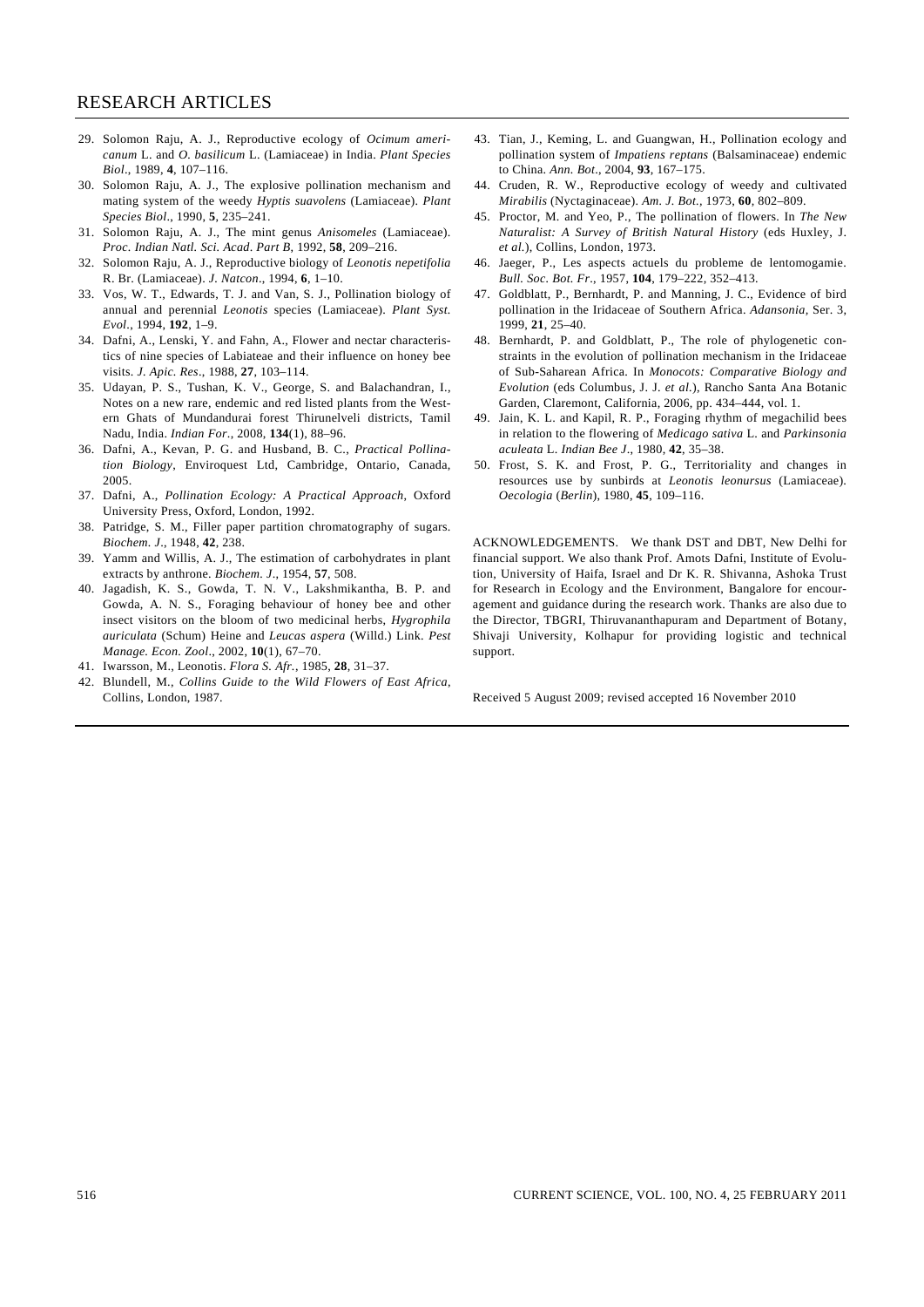29. Solomon Raju, A. J., Reproductive ecology of *Ocimum americanum* L. and *O. basilicum* L. (Lamiaceae) in India. *Plant Species Biol*., 1989, **4**, 107–116.
30. Solomon Raju, A. J., The explosive pollination mechanism and mating system of the weedy *Hyptis suavolens* (Lamiaceae). *Plant Species Biol*., 1990, **5**, 235–241.
31. Solomon Raju, A. J., The mint genus *Anisomeles* (Lamiaceae). *Proc. Indian Natl. Sci. Acad. Part B*, 1992, **58**, 209–216.
32. Solomon Raju, A. J., Reproductive biology of *Leonotis nepetifolia* R. Br. (Lamiaceae). *J. Natcon*., 1994, **6**, 1–10.
33. Vos, W. T., Edwards, T. J. and Van, S. J., Pollination biology of annual and perennial *Leonotis* species (Lamiaceae). *Plant Syst. Evol*., 1994, **192**, 1–9.
34. Dafni, A., Lenski, Y. and Fahn, A., Flower and nectar characteristics of nine species of Labiateae and their influence on honey bee visits. *J. Apic. Res*., 1988, **27**, 103–114.
35. Udayan, P. S., Tushan, K. V., George, S. and Balachandran, I., Notes on a new rare, endemic and red listed plants from the Western Ghats of Mundandurai forest Thirunelveli districts, Tamil Nadu, India. *Indian For*., 2008, **134**(1), 88–96.
36. Dafni, A., Kevan, P. G. and Husband, B. C., *Practical Pollination Biology*, Enviroquest Ltd, Cambridge, Ontario, Canada, 2005.
37. Dafni, A., *Pollination Ecology: A Practical Approach*, Oxford University Press, Oxford, London, 1992.
38. Patridge, S. M., Filler paper partition chromatography of sugars. *Biochem. J*., 1948, **42**, 238.
39. Yamm and Willis, A. J., The estimation of carbohydrates in plant extracts by anthrone. *Biochem. J*., 1954, **57**, 508.
40. Jagadish, K. S., Gowda, T. N. V., Lakshmikantha, B. P. and Gowda, A. N. S., Foraging behaviour of honey bee and other insect visitors on the bloom of two medicinal herbs, *Hygrophila auriculata* (Schum) Heine and *Leucas aspera* (Willd.) Link. *Pest Manage. Econ. Zool*., 2002, **10**(1), 67–70.
41. Iwarsson, M., Leonotis. *Flora S. Afr.*, 1985, **28**, 31–37.
42. Blundell, M., *Collins Guide to the Wild Flowers of East Africa*, Collins, London, 1987.
43. Tian, J., Keming, L. and Guangwan, H., Pollination ecology and pollination system of *Impatiens reptans* (Balsaminaceae) endemic to China. *Ann. Bot*., 2004, **93**, 167–175.
44. Cruden, R. W., Reproductive ecology of weedy and cultivated *Mirabilis* (Nyctaginaceae). *Am. J. Bot.*, 1973, **60**, 802–809.
45. Proctor, M. and Yeo, P., The pollination of flowers. In *The New Naturalist: A Survey of British Natural History* (eds Huxley, J. *et al.*), Collins, London, 1973.
46. Jaeger, P., Les aspects actuels du probleme de lentomogamie. *Bull. Soc. Bot. Fr*., 1957, **104**, 179–222, 352–413.
47. Goldblatt, P., Bernhardt, P. and Manning, J. C., Evidence of bird pollination in the Iridaceae of Southern Africa. *Adansonia*, Ser. 3, 1999, **21**, 25–40.
48. Bernhardt, P. and Goldblatt, P., The role of phylogenetic constraints in the evolution of pollination mechanism in the Iridaceae of Sub-Saharean Africa. In *Monocots: Comparative Biology and Evolution* (eds Columbus, J. J. *et al.*), Rancho Santa Ana Botanic Garden, Claremont, California, 2006, pp. 434–444, vol. 1.
49. Jain, K. L. and Kapil, R. P., Foraging rhythm of megachilid bees in relation to the flowering of *Medicago sativa* L. and *Parkinsonia aculeata* L. *Indian Bee J*., 1980, **42**, 35–38.
50. Frost, S. K. and Frost, P. G., Territoriality and changes in resources use by sunbirds at *Leonotis leonursus* (Lamiaceae). *Oecologia* (*Berlin*), 1980, **45**, 109–116.

ACKNOWLEDGEMENTS. We thank DST and DBT, New Delhi for financial support. We also thank Prof. Amots Dafni, Institute of Evolution, University of Haifa, Israel and Dr K. R. Shivanna, Ashoka Trust for Research in Ecology and the Environment, Bangalore for encouragement and guidance during the research work. Thanks are also due to the Director, TBGRI, Thiruvananthapuram and Department of Botany, Shivaji University, Kolhapur for providing logistic and technical support.

Received 5 August 2009; revised accepted 16 November 2010